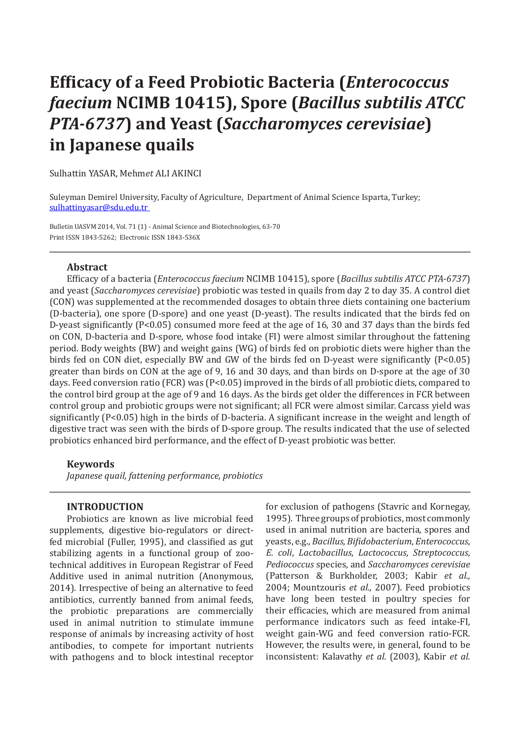# Efficacy of a Feed Probiotic Bacteria (*Enterococcus faecium* NCIMB 10415), Spore (*Bacillus subtilis ATCC PTA-6737*) and Yeast (*Saccharomyces cerevisiae*) in Japanese quails

Sulhattin YASAR, Mehm*et* ALI AKINCI

Suleyman Demirel University, Faculty of Agriculture, Department of Animal Science Isparta, Turkey; sulhattinyasar@sdu.edu.tr

Bulletin UASVM 2014, Vol. 71 (1) - Animal Science and Biotechnologies, 63-70
Print ISSN 1843-5262; Electronic ISSN 1843-536X

### Abstract

Efficacy of a bacteria (*Enterococcus faecium* NCIMB 10415), spore (*Bacillus subtilis ATCC PTA-6737*) and yeast (*Saccharomyces cerevisiae*) probiotic was tested in quails from day 2 to day 35. A control diet (CON) was supplemented at the recommended dosages to obtain three diets containing one bacterium (D-bacteria), one spore (D-spore) and one yeast (D-yeast). The results indicated that the birds fed on D-yeast significantly (P<0.05) consumed more feed at the age of 16, 30 and 37 days than the birds fed on CON, D-bacteria and D-spore, whose food intake (FI) were almost similar throughout the fattening period. Body weights (BW) and weight gains (WG) of birds fed on probiotic diets were higher than the birds fed on CON diet, especially BW and GW of the birds fed on D-yeast were significantly (P<0.05) greater than birds on CON at the age of 9, 16 and 30 days, and than birds on D-spore at the age of 30 days. Feed conversion ratio (FCR) was (P<0.05) improved in the birds of all probiotic diets, compared to the control bird group at the age of 9 and 16 days. As the birds get older the differences in FCR between control group and probiotic groups were not significant; all FCR were almost similar. Carcass yield was significantly (P<0.05) high in the birds of D-bacteria. A significant increase in the weight and length of digestive tract was seen with the birds of D-spore group. The results indicated that the use of selected probiotics enhanced bird performance, and the effect of D-yeast probiotic was better.

### Keywords

*Japanese quail, fattening performance, probiotics*

## INTRODUCTION

Probiotics are known as live microbial feed supplements, digestive bio-regulators or direct-fed microbial (Fuller, 1995), and classified as gut stabilizing agents in a functional group of zoo-technical additives in European Registrar of Feed Additive used in animal nutrition (Anonymous, 2014). Irrespective of being an alternative to feed antibiotics, currently banned from animal feeds, the probiotic preparations are commercially used in animal nutrition to stimulate immune response of animals by increasing activity of host antibodies, to compete for important nutrients with pathogens and to block intestinal receptor for exclusion of pathogens (Stavric and Kornegay, 1995). Three groups of probiotics, most commonly used in animal nutrition are bacteria, spores and yeasts, e.g., *Bacillus*, *Bifidobacterium*, *Enterococcus*, *E. coli*, *Lactobacillus*, *Lactococcus*, *Streptococcus*, *Pediococcus* species, and *Saccharomyces cerevisiae* (Patterson & Burkholder, 2003; Kabir *et al.,* 2004; Mountzouris *et al.,* 2007). Feed probiotics have long been tested in poultry species for their efficacies, which are measured from animal performance indicators such as feed intake-FI, weight gain-WG and feed conversion ratio-FCR. However, the results were, in general, found to be inconsistent: Kalavathy *et al.* (2003), Kabir *et al.*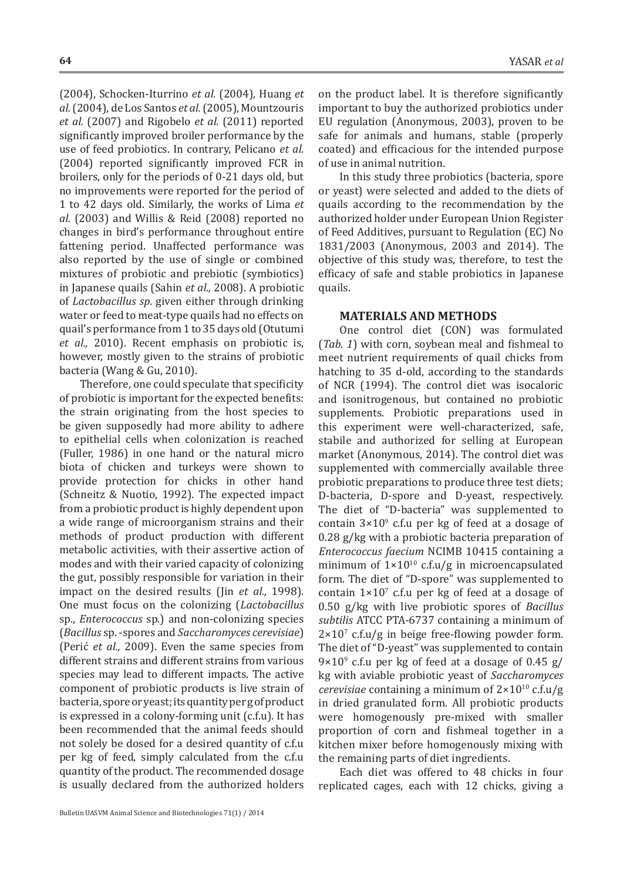(2004), Schocken-Iturrino *et al.* (2004), Huang *et al.* (2004), de Los Santos *et al.* (2005), Mountzouris *et al.* (2007) and Rigobelo *et al.* (2011) reported significantly improved broiler performance by the use of feed probiotics. In contrary, Pelicano *et al.* (2004) reported significantly improved FCR in broilers, only for the periods of 0-21 days old, but no improvements were reported for the period of 1 to 42 days old. Similarly, the works of Lima *et al.* (2003) and Willis & Reid (2008) reported no changes in bird's performance throughout entire fattening period. Unaffected performance was also reported by the use of single or combined mixtures of probiotic and prebiotic (symbiotics) in Japanese quails (Sahin *et al.,* 2008). A probiotic of *Lactobacillus sp*. given either through drinking water or feed to meat-type quails had no effects on quail's performance from 1 to 35 days old (Otutumi *et al.,* 2010). Recent emphasis on probiotic is, however, mostly given to the strains of probiotic bacteria (Wang & Gu, 2010).

Therefore, one could speculate that specificity of probiotic is important for the expected benefits: the strain originating from the host species to be given supposedly had more ability to adhere to epithelial cells when colonization is reached (Fuller, 1986) in one hand or the natural micro biota of chicken and turkeys were shown to provide protection for chicks in other hand (Schneitz & Nuotio, 1992). The expected impact from a probiotic product is highly dependent upon a wide range of microorganism strains and their methods of product production with different metabolic activities, with their assertive action of modes and with their varied capacity of colonizing the gut, possibly responsible for variation in their impact on the desired results (Jin *et al.,* 1998). One must focus on the colonizing (*Lactobacillus* sp., *Enterococcus* sp.) and non-colonizing species (*Bacillus* sp. -spores and *Saccharomyces cerevisiae*) (Perić *et al.,* 2009). Even the same species from different strains and different strains from various species may lead to different impacts. The active component of probiotic products is live strain of bacteria, spore or yeast; its quantity per g of product is expressed in a colony-forming unit (c.f.u). It has been recommended that the animal feeds should not solely be dosed for a desired quantity of c.f.u per kg of feed, simply calculated from the c.f.u quantity of the product. The recommended dosage is usually declared from the authorized holders on the product label. It is therefore significantly important to buy the authorized probiotics under EU regulation (Anonymous, 2003), proven to be safe for animals and humans, stable (properly coated) and efficacious for the intended purpose of use in animal nutrition.

In this study three probiotics (bacteria, spore or yeast) were selected and added to the diets of quails according to the recommendation by the authorized holder under European Union Register of Feed Additives, pursuant to Regulation (EC) No 1831/2003 (Anonymous, 2003 and 2014). The objective of this study was, therefore, to test the efficacy of safe and stable probiotics in Japanese quails.

## MATERIALS AND METHODS

One control diet (CON) was formulated (*Tab. 1*) with corn, soybean meal and fishmeal to meet nutrient requirements of quail chicks from hatching to 35 d-old, according to the standards of NCR (1994). The control diet was isocaloric and isonitrogenous, but contained no probiotic supplements. Probiotic preparations used in this experiment were well-characterized, safe, stabile and authorized for selling at European market (Anonymous, 2014). The control diet was supplemented with commercially available three probiotic preparations to produce three test diets; D-bacteria, D-spore and D-yeast, respectively. The diet of "D-bacteria" was supplemented to contain $3\times10^9$ c.f.u per kg of feed at a dosage of 0.28 g/kg with a probiotic bacteria preparation of *Enterococcus faecium* NCIMB 10415 containing a minimum of $1\times10^{10}$ c.f.u/g in microencapsulated form. The diet of "D-spore" was supplemented to contain $1\times10^7$ c.f.u per kg of feed at a dosage of 0.50 g/kg with live probiotic spores of *Bacillus subtilis* ATCC PTA-6737 containing a minimum of $2\times10^7$ c.f.u/g in beige free-flowing powder form. The diet of "D-yeast" was supplemented to contain $9\times10^9$ c.f.u per kg of feed at a dosage of 0.45 g/kg with aviable probiotic yeast of *Saccharomyces cerevisiae* containing a minimum of $2\times10^{10}$ c.f.u/g in dried granulated form. All probiotic products were homogenously pre-mixed with smaller proportion of corn and fishmeal together in a kitchen mixer before homogenously mixing with the remaining parts of diet ingredients.

Each diet was offered to 48 chicks in four replicated cages, each with 12 chicks, giving a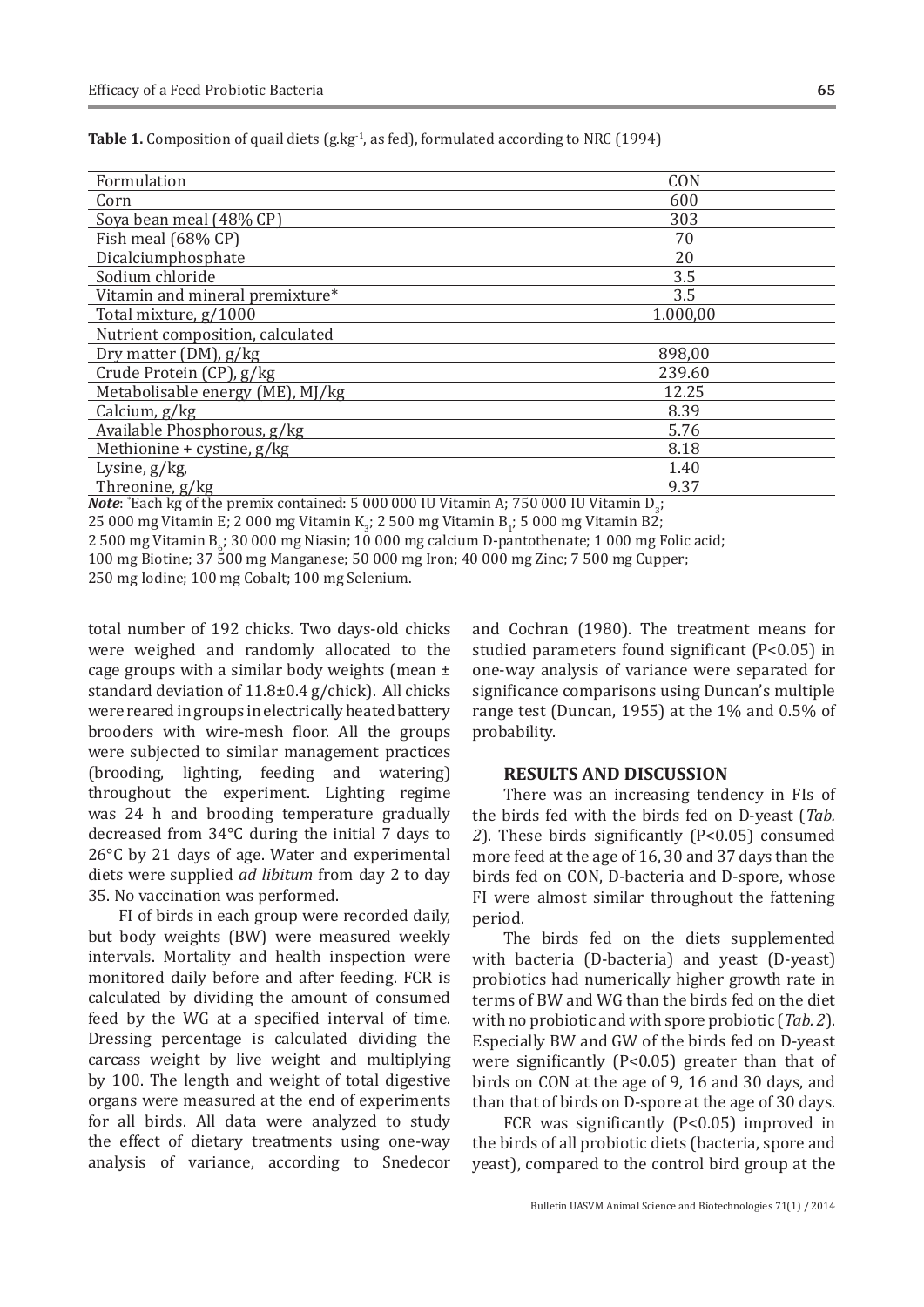**Table 1.** Composition of quail diets (g.kg$^{-1}$, as fed), formulated according to NRC (1994)

| Formulation | CON |
|---|---|
| Corn | 600 |
| Soya bean meal (48% CP) | 303 |
| Fish meal (68% CP) | 70 |
| Dicalciumphosphate | 20 |
| Sodium chloride | 3.5 |
| Vitamin and mineral premixture* | 3.5 |
| Total mixture, g/1000 | 1.000,00 |
| Nutrient composition, calculated | |
| Dry matter (DM), g/kg | 898,00 |
| Crude Protein (CP), g/kg | 239.60 |
| Metabolisable energy (ME), MJ/kg | 12.25 |
| Calcium, g/kg | 8.39 |
| Available Phosphorous, g/kg | 5.76 |
| Methionine + cystine, g/kg | 8.18 |
| Lysine, g/kg, | 1.40 |
| Threonine, g/kg | 9.37 |

***Note***: *Each kg of the premix contained: 5 000 000 IU Vitamin A; 750 000 IU Vitamin $D_3$; 25 000 mg Vitamin E; 2 000 mg Vitamin $K_3$; 2 500 mg Vitamin $B_1$; 5 000 mg Vitamin B2; 2 500 mg Vitamin $B_6$; 30 000 mg Niasin; 10 000 mg calcium D-pantothenate; 1 000 mg Folic acid; 100 mg Biotine; 37 500 mg Manganese; 50 000 mg Iron; 40 000 mg Zinc; 7 500 mg Cupper; 250 mg Iodine; 100 mg Cobalt; 100 mg Selenium.

total number of 192 chicks. Two days-old chicks were weighed and randomly allocated to the cage groups with a similar body weights (mean ± standard deviation of 11.8±0.4 g/chick). All chicks were reared in groups in electrically heated battery brooders with wire-mesh floor. All the groups were subjected to similar management practices (brooding, lighting, feeding and watering) throughout the experiment. Lighting regime was 24 h and brooding temperature gradually decreased from 34°C during the initial 7 days to 26°C by 21 days of age. Water and experimental diets were supplied *ad libitum* from day 2 to day 35. No vaccination was performed.

FI of birds in each group were recorded daily, but body weights (BW) were measured weekly intervals. Mortality and health inspection were monitored daily before and after feeding. FCR is calculated by dividing the amount of consumed feed by the WG at a specified interval of time. Dressing percentage is calculated dividing the carcass weight by live weight and multiplying by 100. The length and weight of total digestive organs were measured at the end of experiments for all birds. All data were analyzed to study the effect of dietary treatments using one-way analysis of variance, according to Snedecor and Cochran (1980). The treatment means for studied parameters found significant ($P<0.05$) in one-way analysis of variance were separated for significance comparisons using Duncan's multiple range test (Duncan, 1955) at the 1% and 0.5% of probability.

## RESULTS AND DISCUSSION

There was an increasing tendency in FIs of the birds fed with the birds fed on D-yeast (*Tab. 2*). These birds significantly ($P<0.05$) consumed more feed at the age of 16, 30 and 37 days than the birds fed on CON, D-bacteria and D-spore, whose FI were almost similar throughout the fattening period.

The birds fed on the diets supplemented with bacteria (D-bacteria) and yeast (D-yeast) probiotics had numerically higher growth rate in terms of BW and WG than the birds fed on the diet with no probiotic and with spore probiotic (*Tab. 2*). Especially BW and GW of the birds fed on D-yeast were significantly ($P<0.05$) greater than that of birds on CON at the age of 9, 16 and 30 days, and than that of birds on D-spore at the age of 30 days.

FCR was significantly ($P<0.05$) improved in the birds of all probiotic diets (bacteria, spore and yeast), compared to the control bird group at the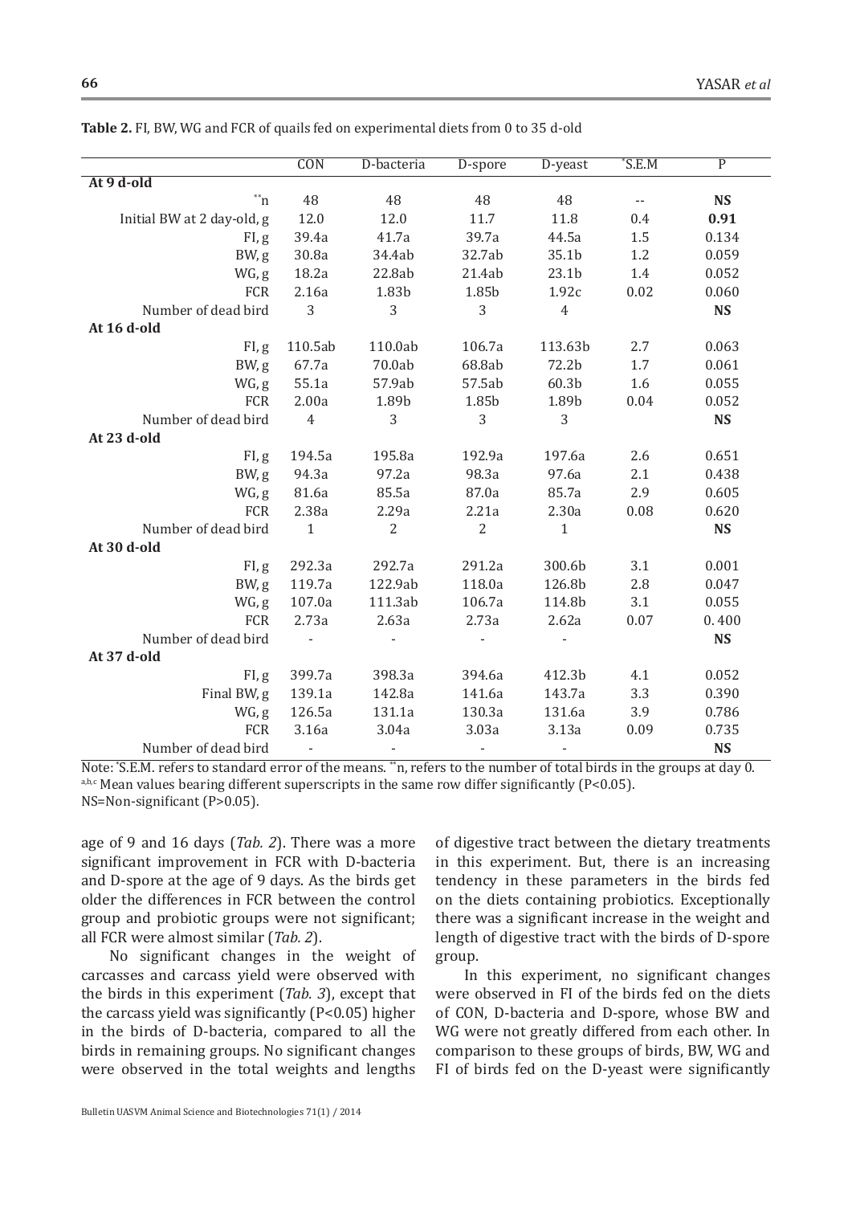**Table 2.** FI, BW, WG and FCR of quails fed on experimental diets from 0 to 35 d-old

| | CON | D-bacteria | D-spore | D-yeast | *S.E.M | P |
|---|---|---|---|---|---|---|
| **At 9 d-old** | | | | | | |
| **n | 48 | 48 | 48 | 48 | -- | **NS** |
| Initial BW at 2 day-old, g | 12.0 | 12.0 | 11.7 | 11.8 | 0.4 | **0.91** |
| FI, g | 39.4a | 41.7a | 39.7a | 44.5a | 1.5 | 0.134 |
| BW, g | 30.8a | 34.4ab | 32.7ab | 35.1b | 1.2 | 0.059 |
| WG, g | 18.2a | 22.8ab | 21.4ab | 23.1b | 1.4 | 0.052 |
| FCR | 2.16a | 1.83b | 1.85b | 1.92c | 0.02 | 0.060 |
| Number of dead bird | 3 | 3 | 3 | 4 | | **NS** |
| **At 16 d-old** | | | | | | |
| FI, g | 110.5ab | 110.0ab | 106.7a | 113.63b | 2.7 | 0.063 |
| BW, g | 67.7a | 70.0ab | 68.8ab | 72.2b | 1.7 | 0.061 |
| WG, g | 55.1a | 57.9ab | 57.5ab | 60.3b | 1.6 | 0.055 |
| FCR | 2.00a | 1.89b | 1.85b | 1.89b | 0.04 | 0.052 |
| Number of dead bird | 4 | 3 | 3 | 3 | | **NS** |
| **At 23 d-old** | | | | | | |
| FI, g | 194.5a | 195.8a | 192.9a | 197.6a | 2.6 | 0.651 |
| BW, g | 94.3a | 97.2a | 98.3a | 97.6a | 2.1 | 0.438 |
| WG, g | 81.6a | 85.5a | 87.0a | 85.7a | 2.9 | 0.605 |
| FCR | 2.38a | 2.29a | 2.21a | 2.30a | 0.08 | 0.620 |
| Number of dead bird | 1 | 2 | 2 | 1 | | **NS** |
| **At 30 d-old** | | | | | | |
| FI, g | 292.3a | 292.7a | 291.2a | 300.6b | 3.1 | 0.001 |
| BW, g | 119.7a | 122.9ab | 118.0a | 126.8b | 2.8 | 0.047 |
| WG, g | 107.0a | 111.3ab | 106.7a | 114.8b | 3.1 | 0.055 |
| FCR | 2.73a | 2.63a | 2.73a | 2.62a | 0.07 | 0. 400 |
| Number of dead bird | - | - | - | - | | **NS** |
| **At 37 d-old** | | | | | | |
| FI, g | 399.7a | 398.3a | 394.6a | 412.3b | 4.1 | 0.052 |
| Final BW, g | 139.1a | 142.8a | 141.6a | 143.7a | 3.3 | 0.390 |
| WG, g | 126.5a | 131.1a | 130.3a | 131.6a | 3.9 | 0.786 |
| FCR | 3.16a | 3.04a | 3.03a | 3.13a | 0.09 | 0.735 |
| Number of dead bird | - | - | - | - | | **NS** |

Note: *S.E.M. refers to standard error of the means. **n, refers to the number of total birds in the groups at day 0. [a,b,c] Mean values bearing different superscripts in the same row differ significantly (P<0.05).
NS=Non-significant (P>0.05).

age of 9 and 16 days (*Tab. 2*). There was a more significant improvement in FCR with D-bacteria and D-spore at the age of 9 days. As the birds get older the differences in FCR between the control group and probiotic groups were not significant; all FCR were almost similar (*Tab. 2*).

No significant changes in the weight of carcasses and carcass yield were observed with the birds in this experiment (*Tab. 3*), except that the carcass yield was significantly (P<0.05) higher in the birds of D-bacteria, compared to all the birds in remaining groups. No significant changes were observed in the total weights and lengths of digestive tract between the dietary treatments in this experiment. But, there is an increasing tendency in these parameters in the birds fed on the diets containing probiotics. Exceptionally there was a significant increase in the weight and length of digestive tract with the birds of D-spore group.

In this experiment, no significant changes were observed in FI of the birds fed on the diets of CON, D-bacteria and D-spore, whose BW and WG were not greatly differed from each other. In comparison to these groups of birds, BW, WG and FI of birds fed on the D-yeast were significantly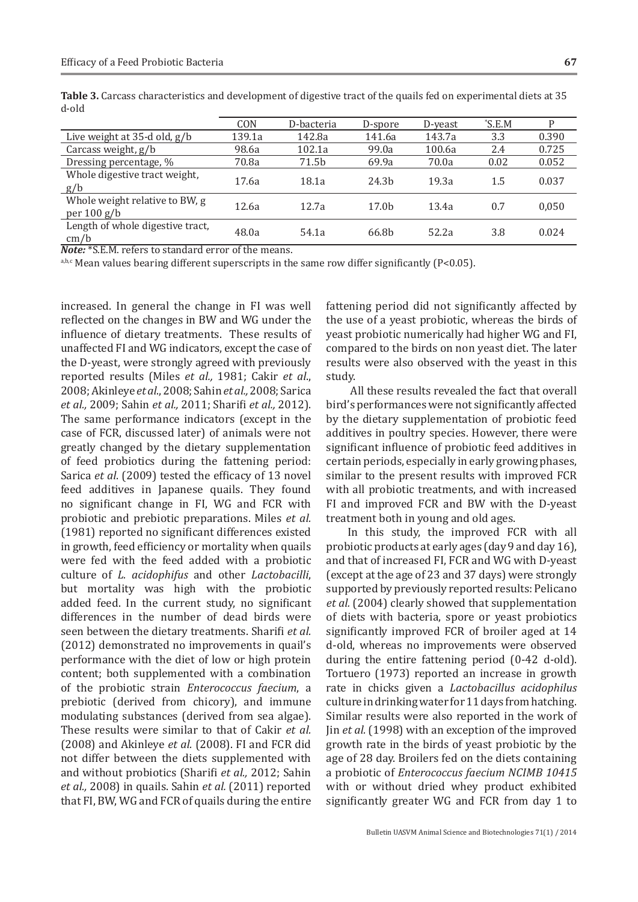**Table 3.** Carcass characteristics and development of digestive tract of the quails fed on experimental diets at 35 d-old

| | CON | D-bacteria | D-spore | D-yeast | *S.E.M | P |
|---|---|---|---|---|---|---|
| Live weight at 35-d old, g/b | 139.1a | 142.8a | 141.6a | 143.7a | 3.3 | 0.390 |
| Carcass weight, g/b | 98.6a | 102.1a | 99.0a | 100.6a | 2.4 | 0.725 |
| Dressing percentage, % | 70.8a | 71.5b | 69.9a | 70.0a | 0.02 | 0.052 |
| Whole digestive tract weight, g/b | 17.6a | 18.1a | 24.3b | 19.3a | 1.5 | 0.037 |
| Whole weight relative to BW, g per 100 g/b | 12.6a | 12.7a | 17.0b | 13.4a | 0.7 | 0,050 |
| Length of whole digestive tract, cm/b | 48.0a | 54.1a | 66.8b | 52.2a | 3.8 | 0.024 |

***Note:*** *S.E.M. refers to standard error of the means.

a,b,c Mean values bearing different superscripts in the same row differ significantly (P<0.05).

increased. In general the change in FI was well reflected on the changes in BW and WG under the influence of dietary treatments. These results of unaffected FI and WG indicators, except the case of the D-yeast, were strongly agreed with previously reported results (Miles *et al.,* 1981; Cakir *et al*., 2008; Akinleye *et al*., 2008; Sahin *et al.,* 2008; Sarica *et al.,* 2009; Sahin *et al.,* 2011; Sharifi *et al.,* 2012). The same performance indicators (except in the case of FCR, discussed later) of animals were not greatly changed by the dietary supplementation of feed probiotics during the fattening period: Sarica *et al*. (2009) tested the efficacy of 13 novel feed additives in Japanese quails. They found no significant change in FI, WG and FCR with probiotic and prebiotic preparations. Miles *et al.* (1981) reported no significant differences existed in growth, feed efficiency or mortality when quails were fed with the feed added with a probiotic culture of *L. acidophifus* and other *Lactobacilli*, but mortality was high with the probiotic added feed. In the current study, no significant differences in the number of dead birds were seen between the dietary treatments. Sharifi *et al.* (2012) demonstrated no improvements in quail's performance with the diet of low or high protein content; both supplemented with a combination of the probiotic strain *Enterococcus faecium*, a prebiotic (derived from chicory), and immune modulating substances (derived from sea algae). These results were similar to that of Cakir *et al.* (2008) and Akinleye *et al.* (2008). FI and FCR did not differ between the diets supplemented with and without probiotics (Sharifi *et al.,* 2012; Sahin *et al.,* 2008) in quails. Sahin *et al.* (2011) reported that FI, BW, WG and FCR of quails during the entire fattening period did not significantly affected by the use of a yeast probiotic, whereas the birds of yeast probiotic numerically had higher WG and FI, compared to the birds on non yeast diet. The later results were also observed with the yeast in this study.

All these results revealed the fact that overall bird's performances were not significantly affected by the dietary supplementation of probiotic feed additives in poultry species. However, there were significant influence of probiotic feed additives in certain periods, especially in early growing phases, similar to the present results with improved FCR with all probiotic treatments, and with increased FI and improved FCR and BW with the D-yeast treatment both in young and old ages.

In this study, the improved FCR with all probiotic products at early ages (day 9 and day 16), and that of increased FI, FCR and WG with D-yeast (except at the age of 23 and 37 days) were strongly supported by previously reported results: Pelicano *et al.* (2004) clearly showed that supplementation of diets with bacteria, spore or yeast probiotics significantly improved FCR of broiler aged at 14 d-old, whereas no improvements were observed during the entire fattening period (0-42 d-old). Tortuero (1973) reported an increase in growth rate in chicks given a *Lactobacillus acidophilus* culture in drinking water for 11 days from hatching. Similar results were also reported in the work of Jin *et al.* (1998) with an exception of the improved growth rate in the birds of yeast probiotic by the age of 28 day. Broilers fed on the diets containing a probiotic of *Enterococcus faecium NCIMB 10415* with or without dried whey product exhibited significantly greater WG and FCR from day 1 to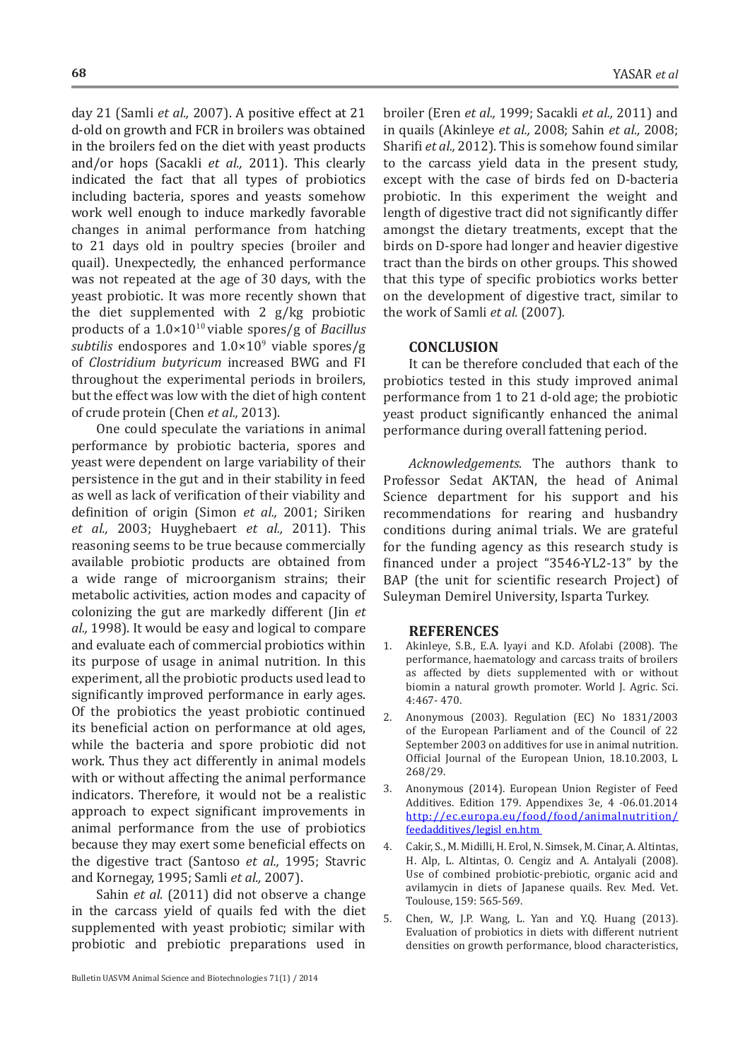day 21 (Samli *et al.,* 2007). A positive effect at 21 d-old on growth and FCR in broilers was obtained in the broilers fed on the diet with yeast products and/or hops (Sacakli *et al.,* 2011). This clearly indicated the fact that all types of probiotics including bacteria, spores and yeasts somehow work well enough to induce markedly favorable changes in animal performance from hatching to 21 days old in poultry species (broiler and quail). Unexpectedly, the enhanced performance was not repeated at the age of 30 days, with the yeast probiotic. It was more recently shown that the diet supplemented with 2 g/kg probiotic products of a $1.0\times10^{10}$ viable spores/g of *Bacillus subtilis* endospores and $1.0\times10^{9}$ viable spores/g of *Clostridium butyricum* increased BWG and FI throughout the experimental periods in broilers, but the effect was low with the diet of high content of crude protein (Chen *et al.,* 2013).

One could speculate the variations in animal performance by probiotic bacteria, spores and yeast were dependent on large variability of their persistence in the gut and in their stability in feed as well as lack of verification of their viability and definition of origin (Simon *et al.,* 2001; Siriken *et al.,* 2003; Huyghebaert *et al.,* 2011). This reasoning seems to be true because commercially available probiotic products are obtained from a wide range of microorganism strains; their metabolic activities, action modes and capacity of colonizing the gut are markedly different (Jin *et al.,* 1998). It would be easy and logical to compare and evaluate each of commercial probiotics within its purpose of usage in animal nutrition. In this experiment, all the probiotic products used lead to significantly improved performance in early ages. Of the probiotics the yeast probiotic continued its beneficial action on performance at old ages, while the bacteria and spore probiotic did not work. Thus they act differently in animal models with or without affecting the animal performance indicators. Therefore, it would not be a realistic approach to expect significant improvements in animal performance from the use of probiotics because they may exert some beneficial effects on the digestive tract (Santoso *et al.,* 1995; Stavric and Kornegay, 1995; Samli *et al.,* 2007).

Sahin *et al.* (2011) did not observe a change in the carcass yield of quails fed with the diet supplemented with yeast probiotic; similar with probiotic and prebiotic preparations used in broiler (Eren *et al.,* 1999; Sacakli *et al.,* 2011) and in quails (Akinleye *et al.,* 2008; Sahin *et al.,* 2008; Sharifi *et al.,* 2012). This is somehow found similar to the carcass yield data in the present study, except with the case of birds fed on D-bacteria probiotic. In this experiment the weight and length of digestive tract did not significantly differ amongst the dietary treatments, except that the birds on D-spore had longer and heavier digestive tract than the birds on other groups. This showed that this type of specific probiotics works better on the development of digestive tract, similar to the work of Samli *et al.* (2007).

## CONCLUSION

It can be therefore concluded that each of the probiotics tested in this study improved animal performance from 1 to 21 d-old age; the probiotic yeast product significantly enhanced the animal performance during overall fattening period.

*Acknowledgements.* The authors thank to Professor Sedat AKTAN, the head of Animal Science department for his support and his recommendations for rearing and husbandry conditions during animal trials. We are grateful for the funding agency as this research study is financed under a project "3546-YL2-13" by the BAP (the unit for scientific research Project) of Suleyman Demirel University, Isparta Turkey.

## REFERENCES

1. Akinleye, S.B., E.A. Iyayi and K.D. Afolabi (2008). The performance, haematology and carcass traits of broilers as affected by diets supplemented with or without biomin a natural growth promoter. World J. Agric. Sci. 4:467- 470.
2. Anonymous (2003). Regulation (EC) No 1831/2003 of the European Parliament and of the Council of 22 September 2003 on additives for use in animal nutrition. Official Journal of the European Union, 18.10.2003, L 268/29.
3. Anonymous (2014). European Union Register of Feed Additives. Edition 179. Appendixes 3e, 4 -06.01.2014 http://ec.europa.eu/food/food/animalnutrition/feedadditives/legisl_en.htm
4. Cakir, S., M. Midilli, H. Erol, N. Simsek, M. Cinar, A. Altintas, H. Alp, L. Altintas, O. Cengiz and A. Antalyali (2008). Use of combined probiotic-prebiotic, organic acid and avilamycin in diets of Japanese quails. Rev. Med. Vet. Toulouse, 159: 565-569.
5. Chen, W., J.P. Wang, L. Yan and Y.Q. Huang (2013). Evaluation of probiotics in diets with different nutrient densities on growth performance, blood characteristics,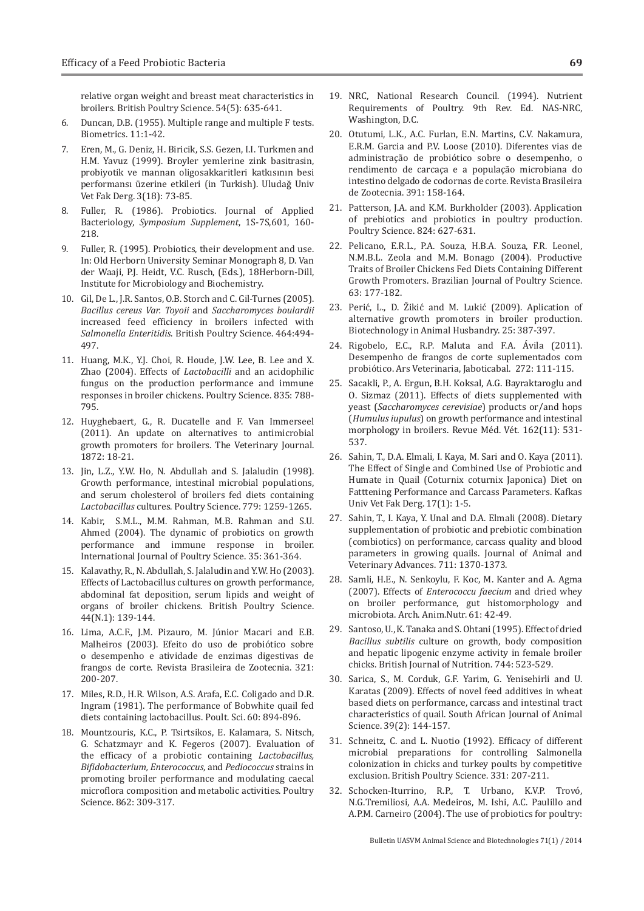relative organ weight and breast meat characteristics in broilers. British Poultry Science. 54(5): 635-641.

6. Duncan, D.B. (1955). Multiple range and multiple F tests. Biometrics. 11:1-42.
7. Eren, M., G. Deniz, H. Biricik, S.S. Gezen, I.I. Turkmen and H.M. Yavuz (1999). Broyler yemlerine zink basitrasin, probiyotik ve mannan oligosakkaritleri katkısının besi performansı üzerine etkileri (in Turkish). Uludağ Univ Vet Fak Derg. 3(18): 73-85.
8. Fuller, R. (1986). Probiotics. Journal of Applied Bacteriology, *Symposium Supplement*, 1S-7S,601, 160-218.
9. Fuller, R. (1995). Probiotics, their development and use. In: Old Herborn University Seminar Monograph 8, D. Van der Waaji, P.J. Heidt, V.C. Rusch, (Eds.), 18Herborn-Dill, Institute for Microbiology and Biochemistry.
10. Gil, De L., J.R. Santos, O.B. Storch and C. Gil-Turnes (2005). *Bacillus cereus Var. Toyoii* and *Saccharomyces boulardii* increased feed efficiency in broilers infected with *Salmonella Enteritidis*. British Poultry Science. 464:494-497.
11. Huang, M.K., Y.J. Choi, R. Houde, J.W. Lee, B. Lee and X. Zhao (2004). Effects of *Lactobacilli* and an acidophilic fungus on the production performance and immune responses in broiler chickens. Poultry Science. 835: 788-795.
12. Huyghebaert, G., R. Ducatelle and F. Van Immerseel (2011). An update on alternatives to antimicrobial growth promoters for broilers. The Veterinary Journal. 1872: 18-21.
13. Jin, L.Z., Y.W. Ho, N. Abdullah and S. Jalaludin (1998). Growth performance, intestinal microbial populations, and serum cholesterol of broilers fed diets containing *Lactobacillus* cultures. Poultry Science. 779: 1259-1265.
14. Kabir, S.M.L., M.M. Rahman, M.B. Rahman and S.U. Ahmed (2004). The dynamic of probiotics on growth performance and immune response in broiler. International Journal of Poultry Science. 35: 361-364.
15. Kalavathy, R., N. Abdullah, S. Jalaludin and Y.W. Ho (2003). Effects of Lactobacillus cultures on growth performance, abdominal fat deposition, serum lipids and weight of organs of broiler chickens. British Poultry Science. 44(N.1): 139-144.
16. Lima, A.C.F., J.M. Pizauro, M. Júnior Macari and E.B. Malheiros (2003). Efeito do uso de probiótico sobre o desempenho e atividade de enzimas digestivas de frangos de corte. Revista Brasileira de Zootecnia. 321: 200-207.
17. Miles, R.D., H.R. Wilson, A.S. Arafa, E.C. Coligado and D.R. Ingram (1981). The performance of Bobwhite quail fed diets containing lactobacillus. Poult. Sci. 60: 894-896.
18. Mountzouris, K.C., P. Tsirtsikos, E. Kalamara, S. Nitsch, G. Schatzmayr and K. Fegeros (2007). Evaluation of the efficacy of a probiotic containing *Lactobacillus, Bifidobacterium, Enterococcus,* and *Pediococcus* strains in promoting broiler performance and modulating caecal microflora composition and metabolic activities. Poultry Science. 862: 309-317.
19. NRC, National Research Council. (1994). Nutrient Requirements of Poultry. 9th Rev. Ed. NAS-NRC, Washington, D.C.
20. Otutumi, L.K., A.C. Furlan, E.N. Martins, C.V. Nakamura, E.R.M. Garcia and P.V. Loose (2010). Diferentes vias de administração de probiótico sobre o desempenho, o rendimento de carcaça e a população microbiana do intestino delgado de codornas de corte. Revista Brasileira de Zootecnia. 391: 158-164.
21. Patterson, J.A. and K.M. Burkholder (2003). Application of prebiotics and probiotics in poultry production. Poultry Science. 824: 627-631.
22. Pelicano, E.R.L., P.A. Souza, H.B.A. Souza, F.R. Leonel, N.M.B.L. Zeola and M.M. Bonago (2004). Productive Traits of Broiler Chickens Fed Diets Containing Different Growth Promoters. Brazilian Journal of Poultry Science. 63: 177-182.
23. Perić, L., D. Žikić and M. Lukić (2009). Aplication of alternative growth promoters in broiler production. Biotechnology in Animal Husbandry. 25: 387-397.
24. Rigobelo, E.C., R.P. Maluta and F.A. Ávila (2011). Desempenho de frangos de corte suplementados com probiótico. Ars Veterinaria, Jaboticabal. 272: 111-115.
25. Sacakli, P., A. Ergun, B.H. Koksal, A.G. Bayraktaroglu and O. Sizmaz (2011). Effects of diets supplemented with yeast (*Saccharomyces cerevisiae*) products or/and hops (*Humulus iupulus*) on growth performance and intestinal morphology in broilers. Revue Méd. Vét. 162(11): 531-537.
26. Sahin, T., D.A. Elmali, I. Kaya, M. Sari and O. Kaya (2011). The Effect of Single and Combined Use of Probiotic and Humate in Quail (Coturnix coturnix Japonica) Diet on Fatttening Performance and Carcass Parameters. Kafkas Univ Vet Fak Derg. 17(1): 1-5.
27. Sahin, T., I. Kaya, Y. Unal and D.A. Elmali (2008). Dietary supplementation of probiotic and prebiotic combination (combiotics) on performance, carcass quality and blood parameters in growing quails. Journal of Animal and Veterinary Advances. 711: 1370-1373.
28. Samli, H.E., N. Senkoylu, F. Koc, M. Kanter and A. Agma (2007). Effects of *Enterococcu faecium* and dried whey on broiler performance, gut histomorphology and microbiota. Arch. Anim.Nutr. 61: 42-49.
29. Santoso, U., K. Tanaka and S. Ohtani (1995). Effect of dried *Bacillus subtilis* culture on growth, body composition and hepatic lipogenic enzyme activity in female broiler chicks. British Journal of Nutrition. 744: 523-529.
30. Sarica, S., M. Corduk, G.F. Yarim, G. Yenisehirli and U. Karatas (2009). Effects of novel feed additives in wheat based diets on performance, carcass and intestinal tract characteristics of quail. South African Journal of Animal Science. 39(2): 144-157.
31. Schneitz, C. and L. Nuotio (1992). Efficacy of different microbial preparations for controlling Salmonella colonization in chicks and turkey poults by competitive exclusion. British Poultry Science. 331: 207-211.
32. Schocken-Iturrino, R.P., T. Urbano, K.V.P. Trovó, N.G.Tremiliosi, A.A. Medeiros, M. Ishi, A.C. Paulillo and A.P.M. Carneiro (2004). The use of probiotics for poultry: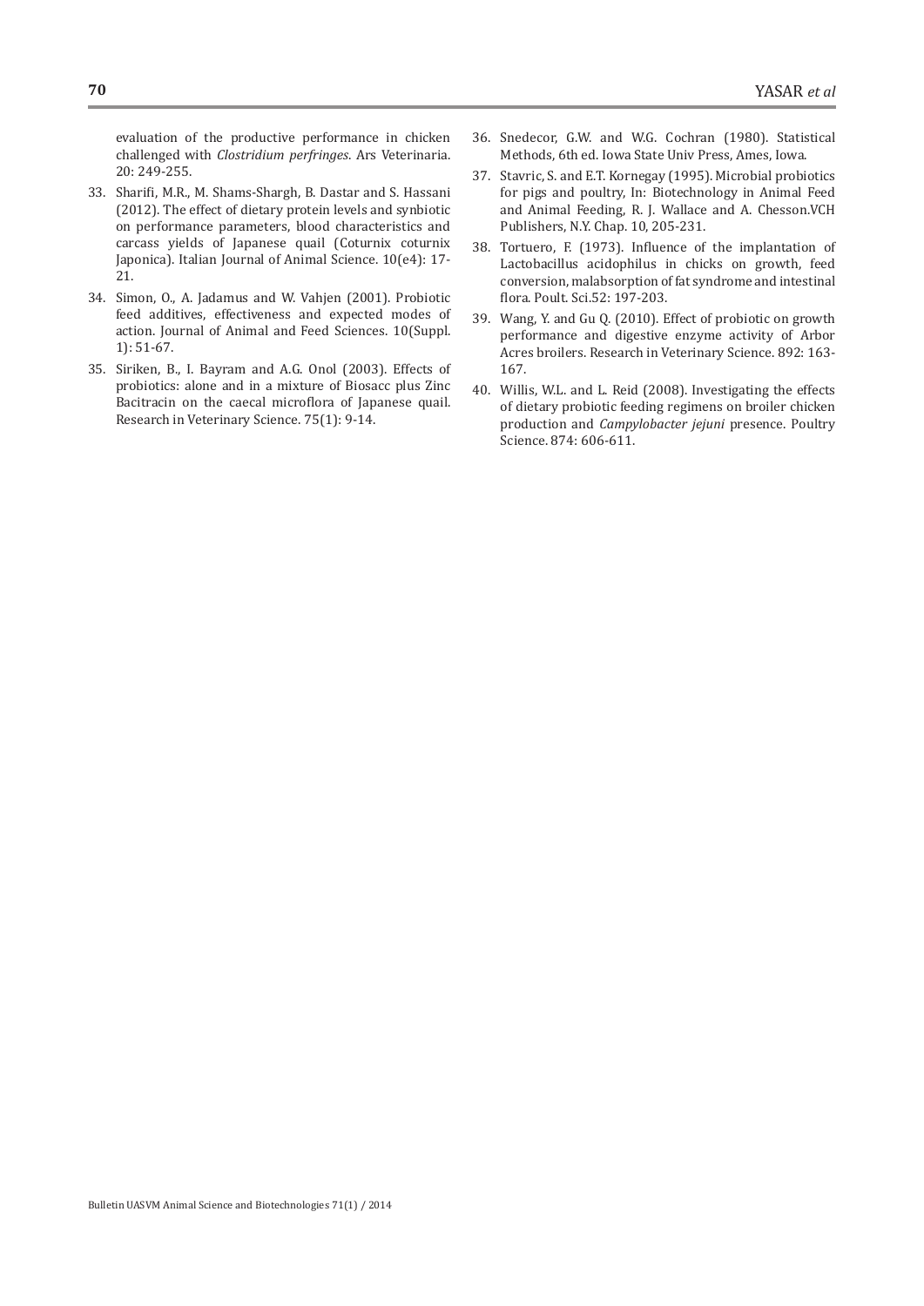evaluation of the productive performance in chicken challenged with *Clostridium perfringes*. Ars Veterinaria. 20: 249-255.

33. Sharifi, M.R., M. Shams-Shargh, B. Dastar and S. Hassani (2012). The effect of dietary protein levels and synbiotic on performance parameters, blood characteristics and carcass yields of Japanese quail (Coturnix coturnix Japonica). Italian Journal of Animal Science. 10(e4): 17-21.
34. Simon, O., A. Jadamus and W. Vahjen (2001). Probiotic feed additives, effectiveness and expected modes of action. Journal of Animal and Feed Sciences. 10(Suppl. 1): 51-67.
35. Siriken, B., I. Bayram and A.G. Onol (2003). Effects of probiotics: alone and in a mixture of Biosacc plus Zinc Bacitracin on the caecal microflora of Japanese quail. Research in Veterinary Science. 75(1): 9-14.
36. Snedecor, G.W. and W.G. Cochran (1980). Statistical Methods, 6th ed. Iowa State Univ Press, Ames, Iowa.
37. Stavric, S. and E.T. Kornegay (1995). Microbial probiotics for pigs and poultry, In: Biotechnology in Animal Feed and Animal Feeding, R. J. Wallace and A. Chesson.VCH Publishers, N.Y. Chap. 10, 205-231.
38. Tortuero, F. (1973). Influence of the implantation of Lactobacillus acidophilus in chicks on growth, feed conversion, malabsorption of fat syndrome and intestinal flora. Poult. Sci.52: 197-203.
39. Wang, Y. and Gu Q. (2010). Effect of probiotic on growth performance and digestive enzyme activity of Arbor Acres broilers. Research in Veterinary Science. 892: 163-167.
40. Willis, W.L. and L. Reid (2008). Investigating the effects of dietary probiotic feeding regimens on broiler chicken production and *Campylobacter jejuni* presence. Poultry Science. 874: 606-611.